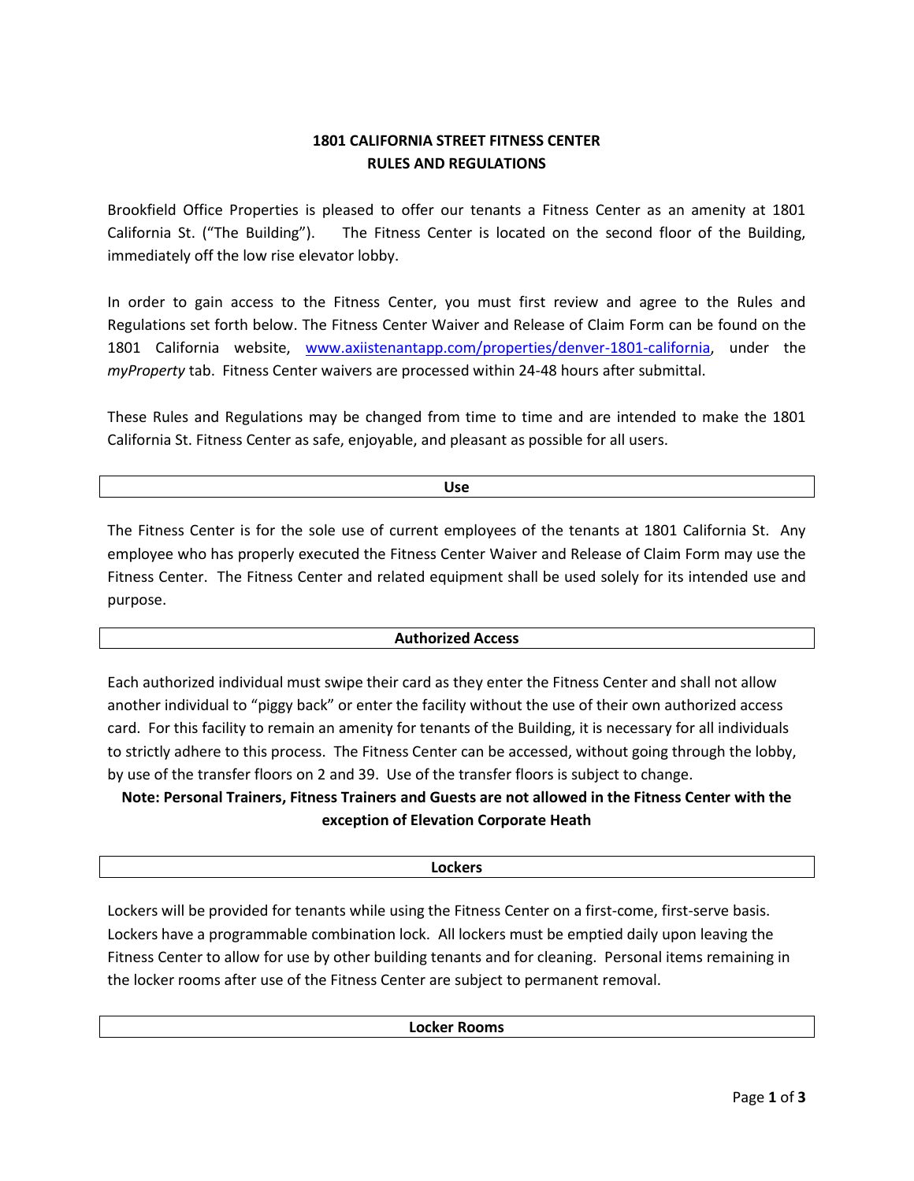# 1801 CALIFORNIA STREET FITNESS CENTER
# RULES AND REGULATIONS

Brookfield Office Properties is pleased to offer our tenants a Fitness Center as an amenity at 1801 California St. ("The Building"). The Fitness Center is located on the second floor of the Building, immediately off the low rise elevator lobby.

In order to gain access to the Fitness Center, you must first review and agree to the Rules and Regulations set forth below. The Fitness Center Waiver and Release of Claim Form can be found on the 1801 California website, [www.axiistenantapp.com/properties/denver-1801-california](www.axiistenantapp.com/properties/denver-1801-california), under the *myProperty* tab. Fitness Center waivers are processed within 24-48 hours after submittal.

These Rules and Regulations may be changed from time to time and are intended to make the 1801 California St. Fitness Center as safe, enjoyable, and pleasant as possible for all users.

## Use

The Fitness Center is for the sole use of current employees of the tenants at 1801 California St. Any employee who has properly executed the Fitness Center Waiver and Release of Claim Form may use the Fitness Center. The Fitness Center and related equipment shall be used solely for its intended use and purpose.

## Authorized Access

Each authorized individual must swipe their card as they enter the Fitness Center and shall not allow another individual to "piggy back" or enter the facility without the use of their own authorized access card. For this facility to remain an amenity for tenants of the Building, it is necessary for all individuals to strictly adhere to this process. The Fitness Center can be accessed, without going through the lobby, by use of the transfer floors on 2 and 39. Use of the transfer floors is subject to change.

**Note: Personal Trainers, Fitness Trainers and Guests are not allowed in the Fitness Center with the exception of Elevation Corporate Heath**

## Lockers

Lockers will be provided for tenants while using the Fitness Center on a first-come, first-serve basis. Lockers have a programmable combination lock. All lockers must be emptied daily upon leaving the Fitness Center to allow for use by other building tenants and for cleaning. Personal items remaining in the locker rooms after use of the Fitness Center are subject to permanent removal.

## Locker Rooms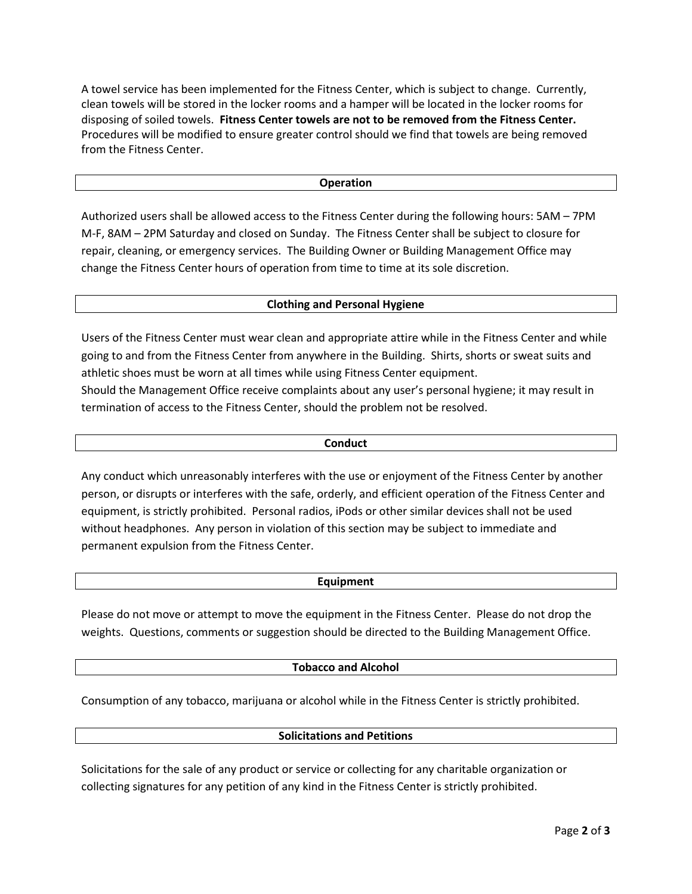A towel service has been implemented for the Fitness Center, which is subject to change. Currently, clean towels will be stored in the locker rooms and a hamper will be located in the locker rooms for disposing of soiled towels. **Fitness Center towels are not to be removed from the Fitness Center.** Procedures will be modified to ensure greater control should we find that towels are being removed from the Fitness Center.

## Operation

Authorized users shall be allowed access to the Fitness Center during the following hours: 5AM – 7PM M-F, 8AM – 2PM Saturday and closed on Sunday. The Fitness Center shall be subject to closure for repair, cleaning, or emergency services. The Building Owner or Building Management Office may change the Fitness Center hours of operation from time to time at its sole discretion.

## Clothing and Personal Hygiene

Users of the Fitness Center must wear clean and appropriate attire while in the Fitness Center and while going to and from the Fitness Center from anywhere in the Building. Shirts, shorts or sweat suits and athletic shoes must be worn at all times while using Fitness Center equipment.
Should the Management Office receive complaints about any user's personal hygiene; it may result in termination of access to the Fitness Center, should the problem not be resolved.

## Conduct

Any conduct which unreasonably interferes with the use or enjoyment of the Fitness Center by another person, or disrupts or interferes with the safe, orderly, and efficient operation of the Fitness Center and equipment, is strictly prohibited. Personal radios, iPods or other similar devices shall not be used without headphones. Any person in violation of this section may be subject to immediate and permanent expulsion from the Fitness Center.

## Equipment

Please do not move or attempt to move the equipment in the Fitness Center. Please do not drop the weights. Questions, comments or suggestion should be directed to the Building Management Office.

## Tobacco and Alcohol

Consumption of any tobacco, marijuana or alcohol while in the Fitness Center is strictly prohibited.

## Solicitations and Petitions

Solicitations for the sale of any product or service or collecting for any charitable organization or collecting signatures for any petition of any kind in the Fitness Center is strictly prohibited.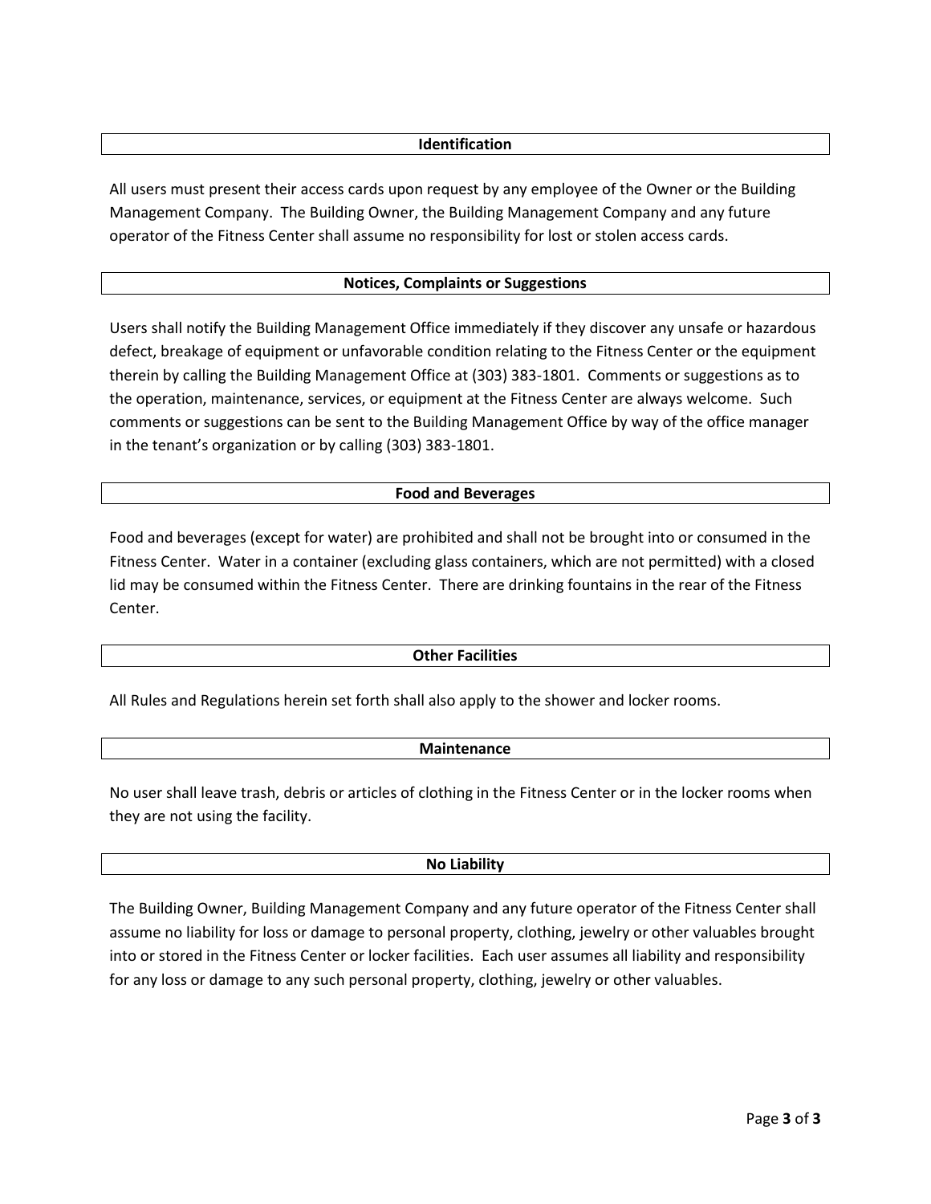## Identification

All users must present their access cards upon request by any employee of the Owner or the Building Management Company. The Building Owner, the Building Management Company and any future operator of the Fitness Center shall assume no responsibility for lost or stolen access cards.

## Notices, Complaints or Suggestions

Users shall notify the Building Management Office immediately if they discover any unsafe or hazardous defect, breakage of equipment or unfavorable condition relating to the Fitness Center or the equipment therein by calling the Building Management Office at (303) 383-1801. Comments or suggestions as to the operation, maintenance, services, or equipment at the Fitness Center are always welcome. Such comments or suggestions can be sent to the Building Management Office by way of the office manager in the tenant's organization or by calling (303) 383-1801.

## Food and Beverages

Food and beverages (except for water) are prohibited and shall not be brought into or consumed in the Fitness Center. Water in a container (excluding glass containers, which are not permitted) with a closed lid may be consumed within the Fitness Center. There are drinking fountains in the rear of the Fitness Center.

## Other Facilities

All Rules and Regulations herein set forth shall also apply to the shower and locker rooms.

## Maintenance

No user shall leave trash, debris or articles of clothing in the Fitness Center or in the locker rooms when they are not using the facility.

## No Liability

The Building Owner, Building Management Company and any future operator of the Fitness Center shall assume no liability for loss or damage to personal property, clothing, jewelry or other valuables brought into or stored in the Fitness Center or locker facilities. Each user assumes all liability and responsibility for any loss or damage to any such personal property, clothing, jewelry or other valuables.